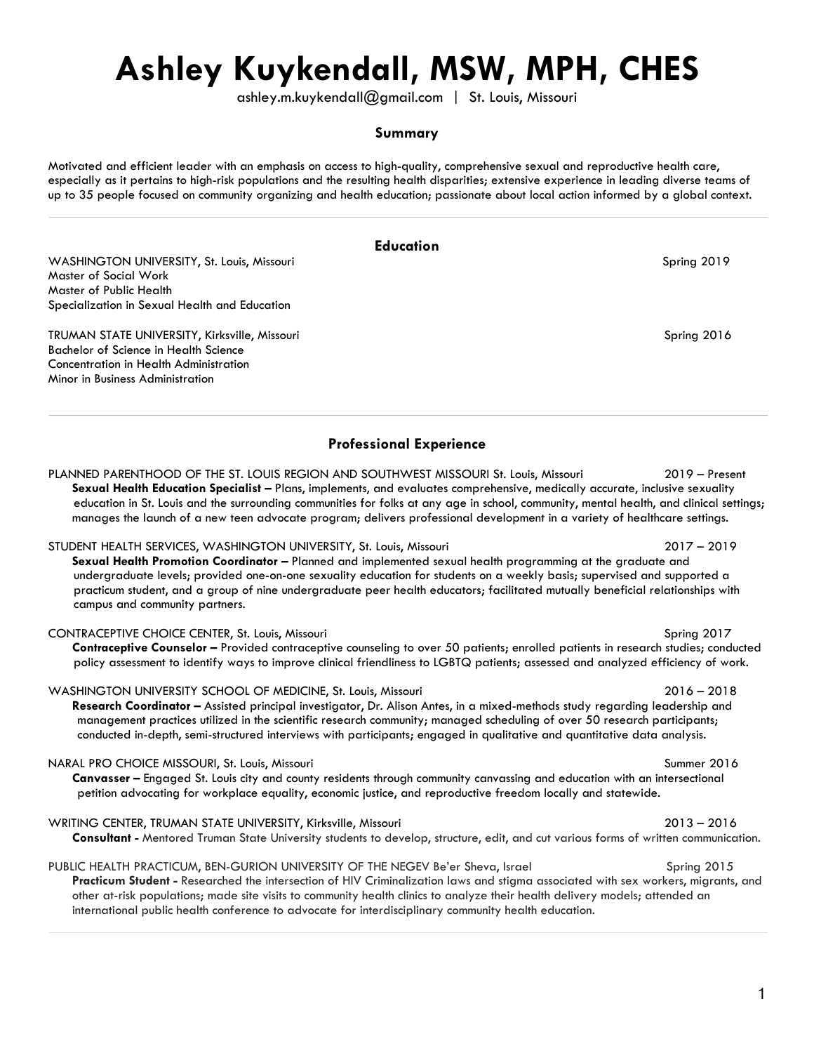# Ashley Kuykendall, MSW, MPH, CHES

ashley.m.kuykendall@gmail.com | St. Louis, Missouri

## Summary

Motivated and efficient leader with an emphasis on access to high-quality, comprehensive sexual and reproductive health care, especially as it pertains to high-risk populations and the resulting health disparities; extensive experience in leading diverse teams of up to 35 people focused on community organizing and health education; passionate about local action informed by a global context.

---

## Education

WASHINGTON UNIVERSITY, St. Louis, Missouri — Spring 2019
Master of Social Work
Master of Public Health
Specialization in Sexual Health and Education

TRUMAN STATE UNIVERSITY, Kirksville, Missouri — Spring 2016
Bachelor of Science in Health Science
Concentration in Health Administration
Minor in Business Administration

---

## Professional Experience

PLANNED PARENTHOOD OF THE ST. LOUIS REGION AND SOUTHWEST MISSOURI St. Louis, Missouri — 2019 – Present

**Sexual Health Education Specialist –** Plans, implements, and evaluates comprehensive, medically accurate, inclusive sexuality education in St. Louis and the surrounding communities for folks at any age in school, community, mental health, and clinical settings; manages the launch of a new teen advocate program; delivers professional development in a variety of healthcare settings.

STUDENT HEALTH SERVICES, WASHINGTON UNIVERSITY, St. Louis, Missouri — 2017 – 2019

**Sexual Health Promotion Coordinator –** Planned and implemented sexual health programming at the graduate and undergraduate levels; provided one-on-one sexuality education for students on a weekly basis; supervised and supported a practicum student, and a group of nine undergraduate peer health educators; facilitated mutually beneficial relationships with campus and community partners.

CONTRACEPTIVE CHOICE CENTER, St. Louis, Missouri — Spring 2017

**Contraceptive Counselor –** Provided contraceptive counseling to over 50 patients; enrolled patients in research studies; conducted policy assessment to identify ways to improve clinical friendliness to LGBTQ patients; assessed and analyzed efficiency of work.

WASHINGTON UNIVERSITY SCHOOL OF MEDICINE, St. Louis, Missouri — 2016 – 2018

**Research Coordinator –** Assisted principal investigator, Dr. Alison Antes, in a mixed-methods study regarding leadership and management practices utilized in the scientific research community; managed scheduling of over 50 research participants; conducted in-depth, semi-structured interviews with participants; engaged in qualitative and quantitative data analysis.

NARAL PRO CHOICE MISSOURI, St. Louis, Missouri — Summer 2016

**Canvasser –** Engaged St. Louis city and county residents through community canvassing and education with an intersectional petition advocating for workplace equality, economic justice, and reproductive freedom locally and statewide.

WRITING CENTER, TRUMAN STATE UNIVERSITY, Kirksville, Missouri — 2013 – 2016

**Consultant -** Mentored Truman State University students to develop, structure, edit, and cut various forms of written communication.

PUBLIC HEALTH PRACTICUM, BEN-GURION UNIVERSITY OF THE NEGEV Be'er Sheva, Israel — Spring 2015

**Practicum Student -** Researched the intersection of HIV Criminalization laws and stigma associated with sex workers, migrants, and other at-risk populations; made site visits to community health clinics to analyze their health delivery models; attended an international public health conference to advocate for interdisciplinary community health education.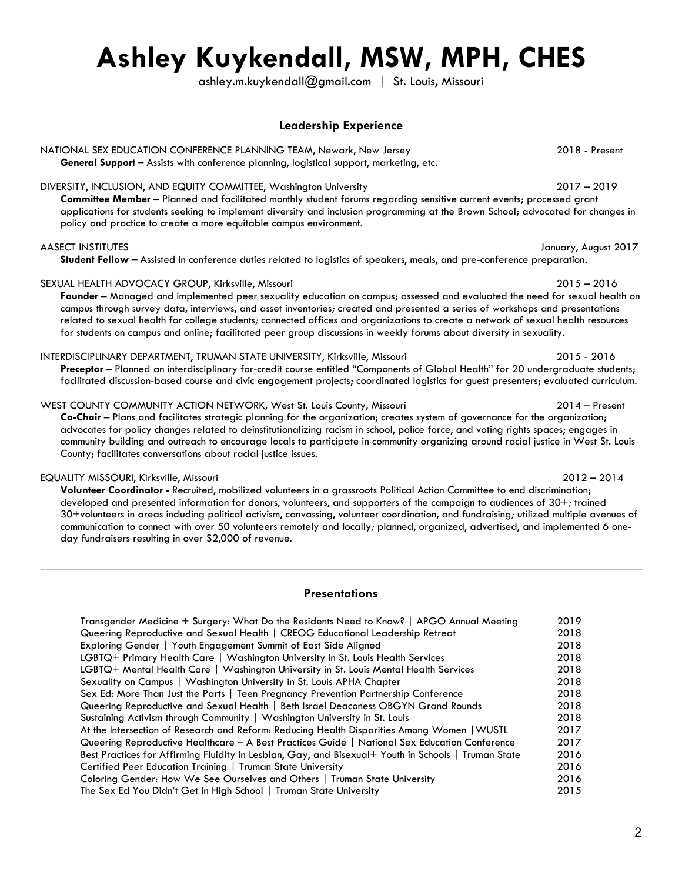# Ashley Kuykendall, MSW, MPH, CHES

ashley.m.kuykendall@gmail.com | St. Louis, Missouri

## Leadership Experience

NATIONAL SEX EDUCATION CONFERENCE PLANNING TEAM, Newark, New Jersey — 2018 - Present

**General Support –** Assists with conference planning, logistical support, marketing, etc.

DIVERSITY, INCLUSION, AND EQUITY COMMITTEE, Washington University — 2017 – 2019

**Committee Member** – Planned and facilitated monthly student forums regarding sensitive current events; processed grant applications for students seeking to implement diversity and inclusion programming at the Brown School; advocated for changes in policy and practice to create a more equitable campus environment.

AASECT INSTITUTES — January, August 2017

**Student Fellow –** Assisted in conference duties related to logistics of speakers, meals, and pre-conference preparation.

SEXUAL HEALTH ADVOCACY GROUP, Kirksville, Missouri — 2015 – 2016

**Founder –** Managed and implemented peer sexuality education on campus; assessed and evaluated the need for sexual health on campus through survey data, interviews, and asset inventories; created and presented a series of workshops and presentations related to sexual health for college students; connected offices and organizations to create a network of sexual health resources for students on campus and online; facilitated peer group discussions in weekly forums about diversity in sexuality.

INTERDISCIPLINARY DEPARTMENT, TRUMAN STATE UNIVERSITY, Kirksville, Missouri — 2015 - 2016

**Preceptor –** Planned an interdisciplinary for-credit course entitled "Components of Global Health" for 20 undergraduate students; facilitated discussion-based course and civic engagement projects; coordinated logistics for guest presenters; evaluated curriculum.

WEST COUNTY COMMUNITY ACTION NETWORK, West St. Louis County, Missouri — 2014 – Present

**Co-Chair –** Plans and facilitates strategic planning for the organization; creates system of governance for the organization; advocates for policy changes related to deinstitutionalizing racism in school, police force, and voting rights spaces; engages in community building and outreach to encourage locals to participate in community organizing around racial justice in West St. Louis County; facilitates conversations about racial justice issues.

EQUALITY MISSOURI, Kirksville, Missouri — 2012 – 2014

**Volunteer Coordinator -** Recruited, mobilized volunteers in a grassroots Political Action Committee to end discrimination; developed and presented information for donors, volunteers, and supporters of the campaign to audiences of 30+; trained 30+volunteers in areas including political activism, canvassing, volunteer coordination, and fundraising; utilized multiple avenues of communication to connect with over 50 volunteers remotely and locally; planned, organized, advertised, and implemented 6 one-day fundraisers resulting in over $2,000 of revenue.

---

## Presentations

- Transgender Medicine + Surgery: What Do the Residents Need to Know? | APGO Annual Meeting — 2019
- Queering Reproductive and Sexual Health | CREOG Educational Leadership Retreat — 2018
- Exploring Gender | Youth Engagement Summit of East Side Aligned — 2018
- LGBTQ+ Primary Health Care | Washington University in St. Louis Health Services — 2018
- LGBTQ+ Mental Health Care | Washington University in St. Louis Mental Health Services — 2018
- Sexuality on Campus | Washington University in St. Louis APHA Chapter — 2018
- Sex Ed: More Than Just the Parts | Teen Pregnancy Prevention Partnership Conference — 2018
- Queering Reproductive and Sexual Health | Beth Israel Deaconess OBGYN Grand Rounds — 2018
- Sustaining Activism through Community | Washington University in St. Louis — 2018
- At the Intersection of Research and Reform: Reducing Health Disparities Among Women |WUSTL — 2017
- Queering Reproductive Healthcare – A Best Practices Guide | National Sex Education Conference — 2017
- Best Practices for Affirming Fluidity in Lesbian, Gay, and Bisexual+ Youth in Schools | Truman State — 2016
- Certified Peer Education Training | Truman State University — 2016
- Coloring Gender: How We See Ourselves and Others | Truman State University — 2016
- The Sex Ed You Didn't Get in High School | Truman State University — 2015